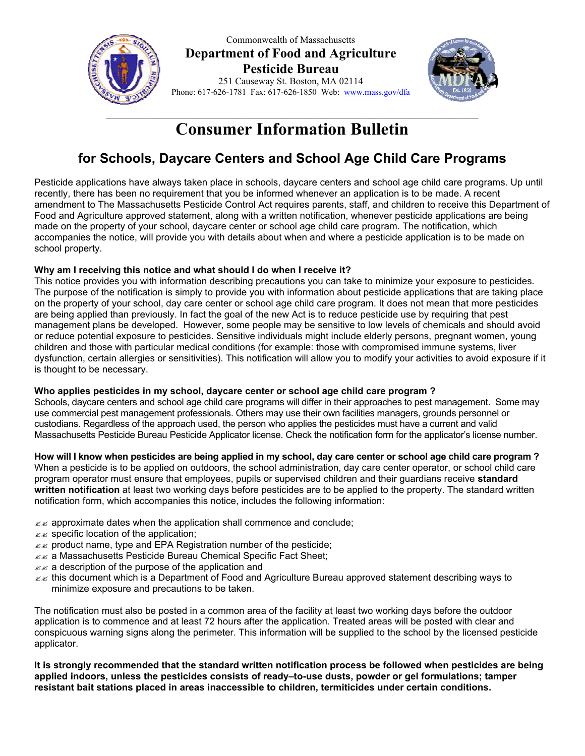Commonwealth of Massachusetts

**Department of Food and Agriculture**

**Pesticide Bureau**

251 Causeway St. Boston, MA 02114

Phone: 617-626-1781 Fax: 617-626-1850 Web: www.mass.gov/dfa

# Consumer Information Bulletin

## for Schools, Daycare Centers and School Age Child Care Programs

Pesticide applications have always taken place in schools, daycare centers and school age child care programs. Up until recently, there has been no requirement that you be informed whenever an application is to be made. A recent amendment to The Massachusetts Pesticide Control Act requires parents, staff, and children to receive this Department of Food and Agriculture approved statement, along with a written notification, whenever pesticide applications are being made on the property of your school, daycare center or school age child care program. The notification, which accompanies the notice, will provide you with details about when and where a pesticide application is to be made on school property.

**Why am I receiving this notice and what should I do when I receive it?**

This notice provides you with information describing precautions you can take to minimize your exposure to pesticides. The purpose of the notification is simply to provide you with information about pesticide applications that are taking place on the property of your school, day care center or school age child care program. It does not mean that more pesticides are being applied than previously. In fact the goal of the new Act is to reduce pesticide use by requiring that pest management plans be developed. However, some people may be sensitive to low levels of chemicals and should avoid or reduce potential exposure to pesticides. Sensitive individuals might include elderly persons, pregnant women, young children and those with particular medical conditions (for example: those with compromised immune systems, liver dysfunction, certain allergies or sensitivities). This notification will allow you to modify your activities to avoid exposure if it is thought to be necessary.

**Who applies pesticides in my school, daycare center or school age child care program ?**

Schools, daycare centers and school age child care programs will differ in their approaches to pest management. Some may use commercial pest management professionals. Others may use their own facilities managers, grounds personnel or custodians. Regardless of the approach used, the person who applies the pesticides must have a current and valid Massachusetts Pesticide Bureau Pesticide Applicator license. Check the notification form for the applicator's license number.

**How will I know when pesticides are being applied in my school, day care center or school age child care program ?**

When a pesticide is to be applied on outdoors, the school administration, day care center operator, or school child care program operator must ensure that employees, pupils or supervised children and their guardians receive **standard written notification** at least two working days before pesticides are to be applied to the property. The standard written notification form, which accompanies this notice, includes the following information:

- approximate dates when the application shall commence and conclude;
- specific location of the application;
- product name, type and EPA Registration number of the pesticide;
- a Massachusetts Pesticide Bureau Chemical Specific Fact Sheet;
- a description of the purpose of the application and
- this document which is a Department of Food and Agriculture Bureau approved statement describing ways to minimize exposure and precautions to be taken.

The notification must also be posted in a common area of the facility at least two working days before the outdoor application is to commence and at least 72 hours after the application. Treated areas will be posted with clear and conspicuous warning signs along the perimeter. This information will be supplied to the school by the licensed pesticide applicator.

**It is strongly recommended that the standard written notification process be followed when pesticides are being applied indoors, unless the pesticides consists of ready–to-use dusts, powder or gel formulations; tamper resistant bait stations placed in areas inaccessible to children, termiticides under certain conditions.**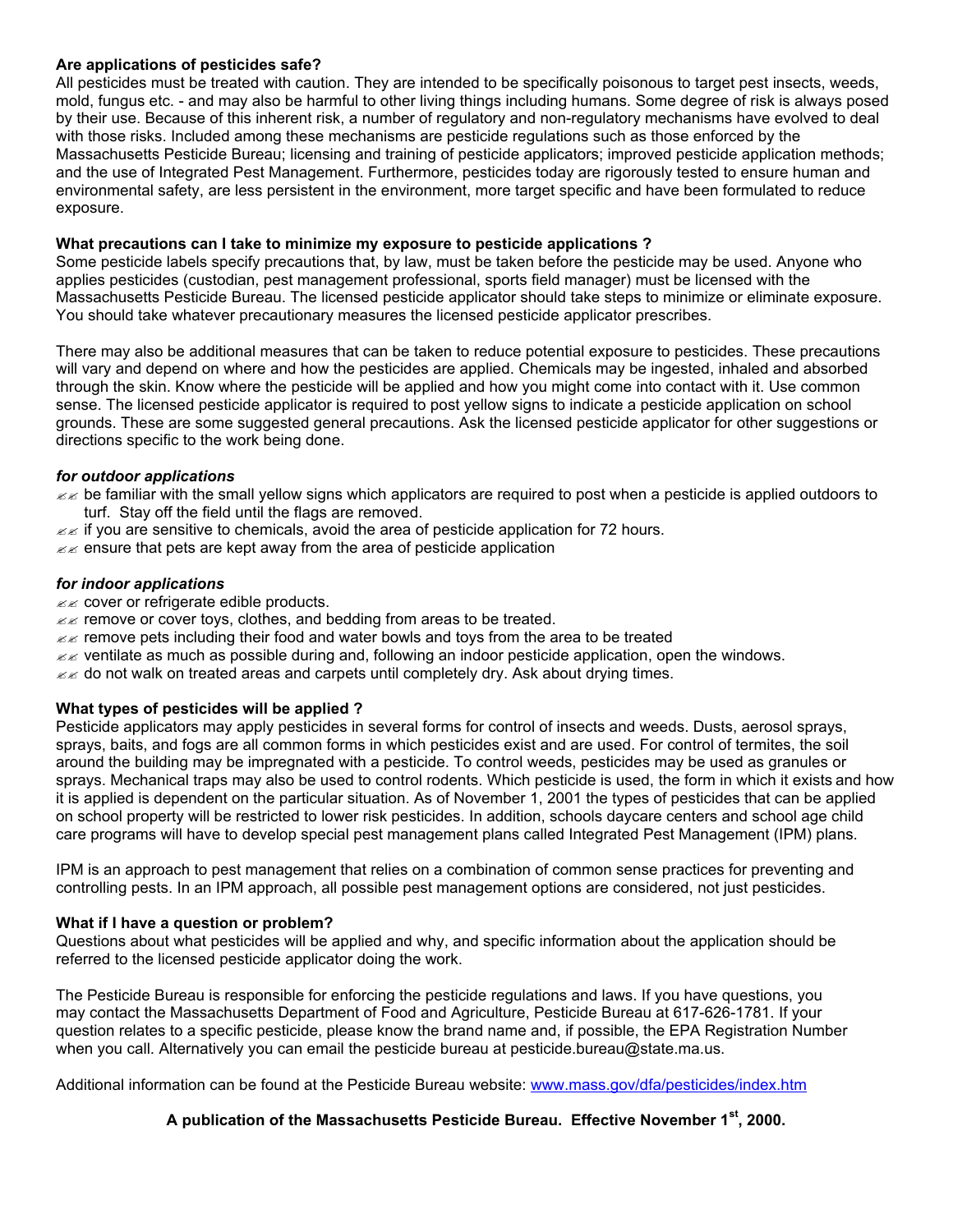**Are applications of pesticides safe?**

All pesticides must be treated with caution. They are intended to be specifically poisonous to target pest insects, weeds, mold, fungus etc. - and may also be harmful to other living things including humans. Some degree of risk is always posed by their use. Because of this inherent risk, a number of regulatory and non-regulatory mechanisms have evolved to deal with those risks. Included among these mechanisms are pesticide regulations such as those enforced by the Massachusetts Pesticide Bureau; licensing and training of pesticide applicators; improved pesticide application methods; and the use of Integrated Pest Management. Furthermore, pesticides today are rigorously tested to ensure human and environmental safety, are less persistent in the environment, more target specific and have been formulated to reduce exposure.

**What precautions can I take to minimize my exposure to pesticide applications ?**

Some pesticide labels specify precautions that, by law, must be taken before the pesticide may be used. Anyone who applies pesticides (custodian, pest management professional, sports field manager) must be licensed with the Massachusetts Pesticide Bureau. The licensed pesticide applicator should take steps to minimize or eliminate exposure. You should take whatever precautionary measures the licensed pesticide applicator prescribes.

There may also be additional measures that can be taken to reduce potential exposure to pesticides. These precautions will vary and depend on where and how the pesticides are applied. Chemicals may be ingested, inhaled and absorbed through the skin. Know where the pesticide will be applied and how you might come into contact with it. Use common sense. The licensed pesticide applicator is required to post yellow signs to indicate a pesticide application on school grounds. These are some suggested general precautions. Ask the licensed pesticide applicator for other suggestions or directions specific to the work being done.

***for outdoor applications***

- be familiar with the small yellow signs which applicators are required to post when a pesticide is applied outdoors to turf. Stay off the field until the flags are removed.
- if you are sensitive to chemicals, avoid the area of pesticide application for 72 hours.
- ensure that pets are kept away from the area of pesticide application

***for indoor applications***

- cover or refrigerate edible products.
- remove or cover toys, clothes, and bedding from areas to be treated.
- remove pets including their food and water bowls and toys from the area to be treated
- ventilate as much as possible during and, following an indoor pesticide application, open the windows.
- do not walk on treated areas and carpets until completely dry. Ask about drying times.

**What types of pesticides will be applied ?**

Pesticide applicators may apply pesticides in several forms for control of insects and weeds. Dusts, aerosol sprays, sprays, baits, and fogs are all common forms in which pesticides exist and are used. For control of termites, the soil around the building may be impregnated with a pesticide. To control weeds, pesticides may be used as granules or sprays. Mechanical traps may also be used to control rodents. Which pesticide is used, the form in which it exists and how it is applied is dependent on the particular situation. As of November 1, 2001 the types of pesticides that can be applied on school property will be restricted to lower risk pesticides. In addition, schools daycare centers and school age child care programs will have to develop special pest management plans called Integrated Pest Management (IPM) plans.

IPM is an approach to pest management that relies on a combination of common sense practices for preventing and controlling pests. In an IPM approach, all possible pest management options are considered, not just pesticides.

**What if I have a question or problem?**

Questions about what pesticides will be applied and why, and specific information about the application should be referred to the licensed pesticide applicator doing the work.

The Pesticide Bureau is responsible for enforcing the pesticide regulations and laws. If you have questions, you may contact the Massachusetts Department of Food and Agriculture, Pesticide Bureau at 617-626-1781. If your question relates to a specific pesticide, please know the brand name and, if possible, the EPA Registration Number when you call. Alternatively you can email the pesticide bureau at pesticide.bureau@state.ma.us.

Additional information can be found at the Pesticide Bureau website: [www.mass.gov/dfa/pesticides/index.htm](www.mass.gov/dfa/pesticides/index.htm)

**A publication of the Massachusetts Pesticide Bureau. Effective November 1st, 2000.**